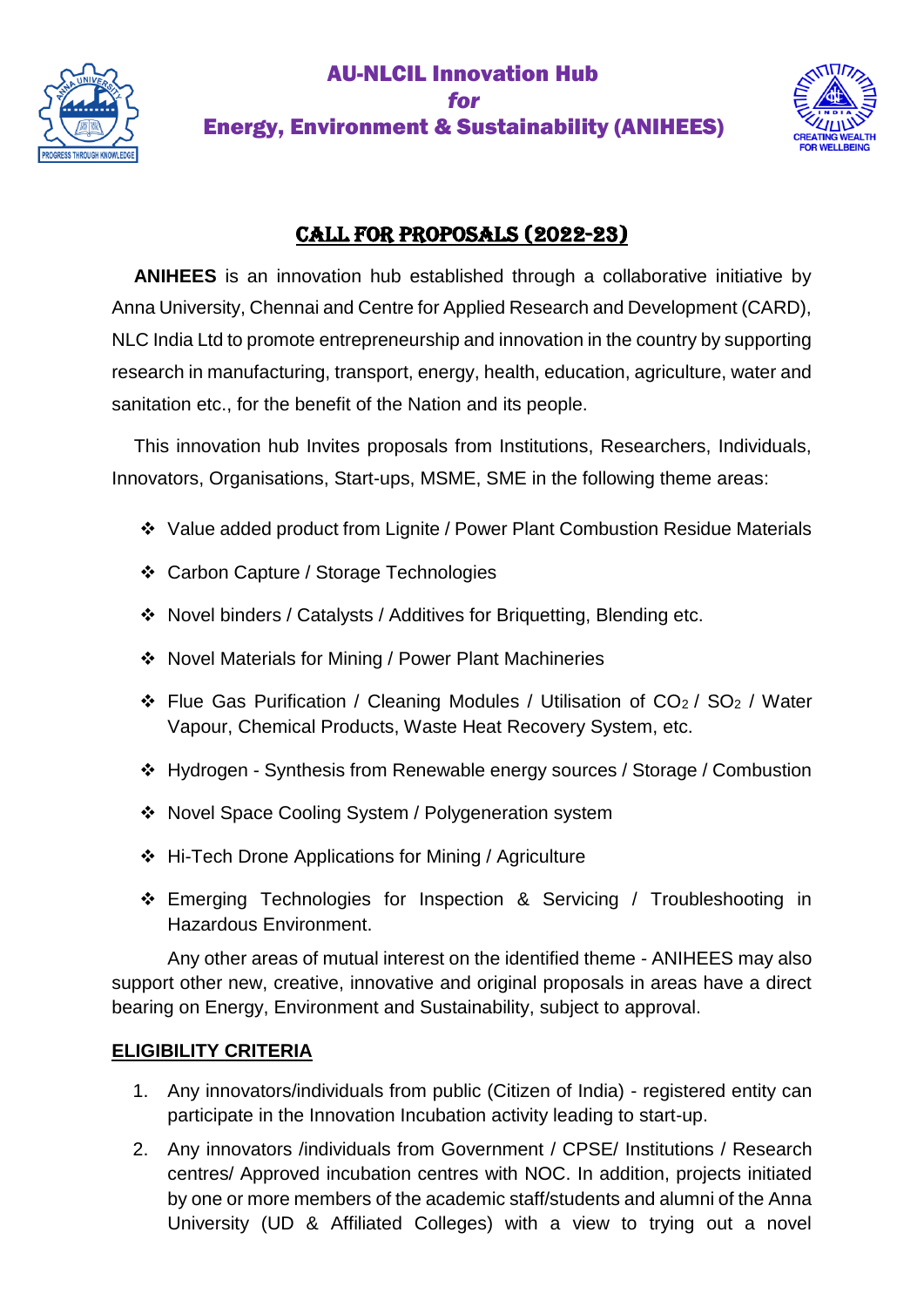# AU-NLCIL Innovation Hub
*for*
# Energy, Environment & Sustainability (ANIHEES)

## CALL FOR PROPOSALS (2022-23)

**ANIHEES** is an innovation hub established through a collaborative initiative by Anna University, Chennai and Centre for Applied Research and Development (CARD), NLC India Ltd to promote entrepreneurship and innovation in the country by supporting research in manufacturing, transport, energy, health, education, agriculture, water and sanitation etc., for the benefit of the Nation and its people.

This innovation hub Invites proposals from Institutions, Researchers, Individuals, Innovators, Organisations, Start-ups, MSME, SME in the following theme areas:

- Value added product from Lignite / Power Plant Combustion Residue Materials
- Carbon Capture / Storage Technologies
- Novel binders / Catalysts / Additives for Briquetting, Blending etc.
- Novel Materials for Mining / Power Plant Machineries
- Flue Gas Purification / Cleaning Modules / Utilisation of $CO_2$ / $SO_2$ / Water Vapour, Chemical Products, Waste Heat Recovery System, etc.
- Hydrogen - Synthesis from Renewable energy sources / Storage / Combustion
- Novel Space Cooling System / Polygeneration system
- Hi-Tech Drone Applications for Mining / Agriculture
- Emerging Technologies for Inspection & Servicing / Troubleshooting in Hazardous Environment.

Any other areas of mutual interest on the identified theme - ANIHEES may also support other new, creative, innovative and original proposals in areas have a direct bearing on Energy, Environment and Sustainability, subject to approval.

## ELIGIBILITY CRITERIA

1. Any innovators/individuals from public (Citizen of India) - registered entity can participate in the Innovation Incubation activity leading to start-up.
2. Any innovators /individuals from Government / CPSE/ Institutions / Research centres/ Approved incubation centres with NOC. In addition, projects initiated by one or more members of the academic staff/students and alumni of the Anna University (UD & Affiliated Colleges) with a view to trying out a novel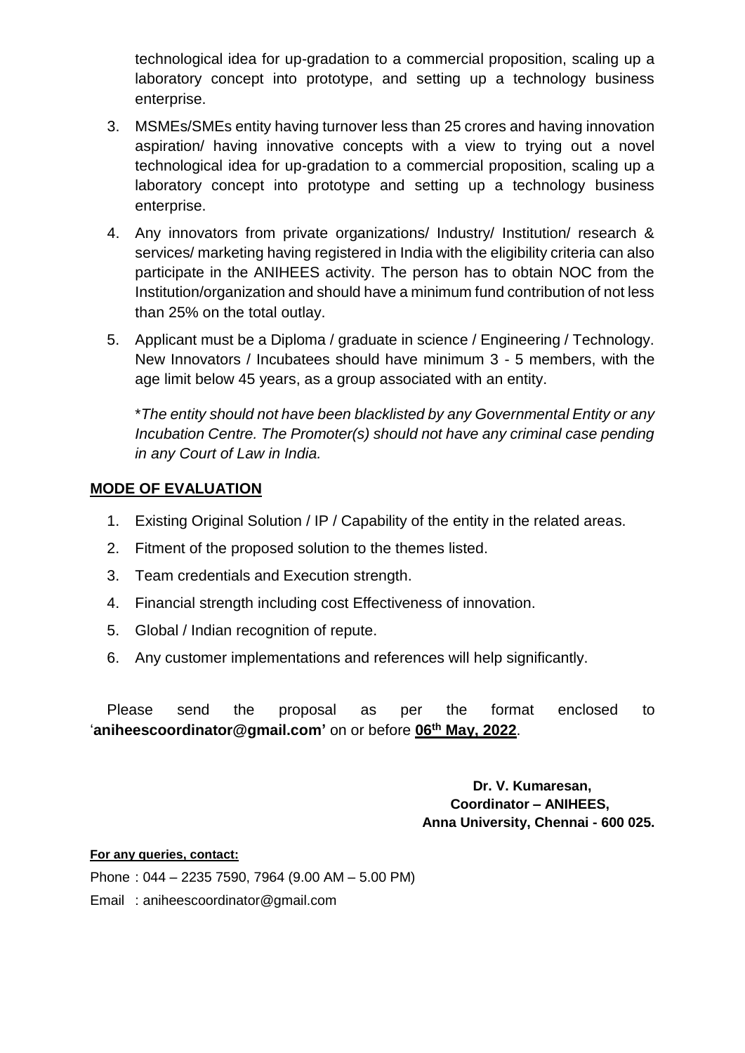technological idea for up-gradation to a commercial proposition, scaling up a laboratory concept into prototype, and setting up a technology business enterprise.

3. MSMEs/SMEs entity having turnover less than 25 crores and having innovation aspiration/ having innovative concepts with a view to trying out a novel technological idea for up-gradation to a commercial proposition, scaling up a laboratory concept into prototype and setting up a technology business enterprise.
4. Any innovators from private organizations/ Industry/ Institution/ research & services/ marketing having registered in India with the eligibility criteria can also participate in the ANIHEES activity. The person has to obtain NOC from the Institution/organization and should have a minimum fund contribution of not less than 25% on the total outlay.
5. Applicant must be a Diploma / graduate in science / Engineering / Technology. New Innovators / Incubatees should have minimum 3 - 5 members, with the age limit below 45 years, as a group associated with an entity.

   *\*The entity should not have been blacklisted by any Governmental Entity or any Incubation Centre. The Promoter(s) should not have any criminal case pending in any Court of Law in India.*

## MODE OF EVALUATION

1. Existing Original Solution / IP / Capability of the entity in the related areas.
2. Fitment of the proposed solution to the themes listed.
3. Team credentials and Execution strength.
4. Financial strength including cost Effectiveness of innovation.
5. Global / Indian recognition of repute.
6. Any customer implementations and references will help significantly.

Please send the proposal as per the format enclosed to '**aniheescoordinator@gmail.com'** on or before **06th May, 2022**.

**Dr. V. Kumaresan,**
**Coordinator – ANIHEES,**
**Anna University, Chennai - 600 025.**

**For any queries, contact:**

Phone : 044 – 2235 7590, 7964 (9.00 AM – 5.00 PM)

Email : aniheescoordinator@gmail.com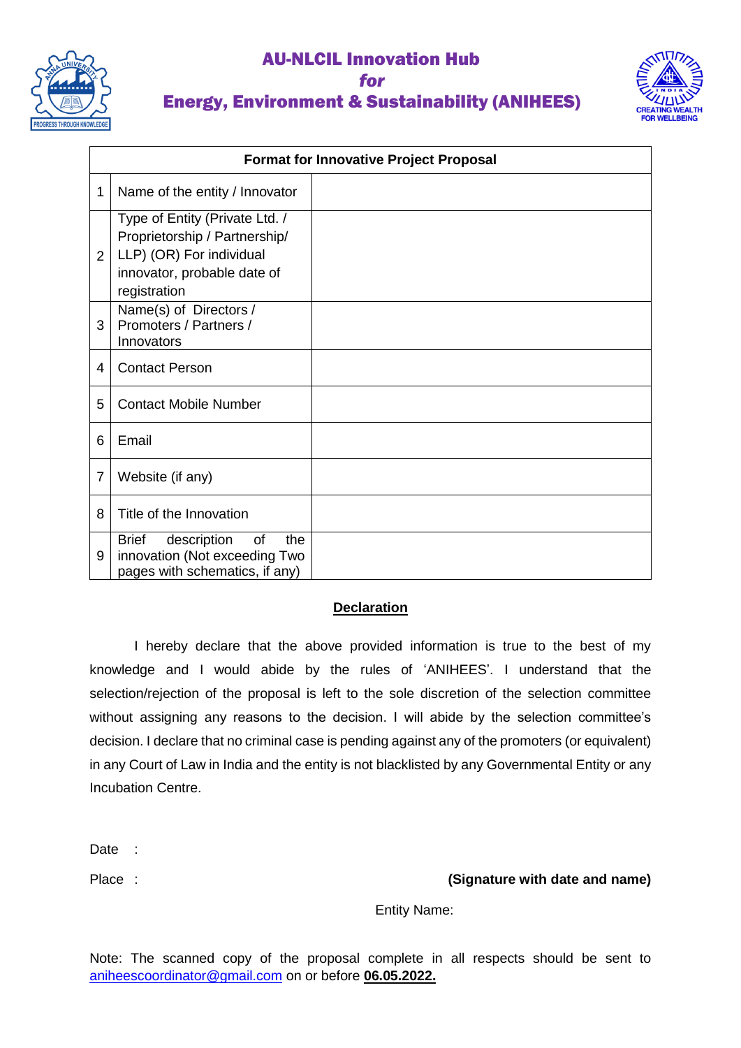# AU-NLCIL Innovation Hub
## *for*
## Energy, Environment & Sustainability (ANIHEES)

| **Format for Innovative Project Proposal** | | |
|---|---|---|
| 1 | Name of the entity / Innovator | |
| 2 | Type of Entity (Private Ltd. / Proprietorship / Partnership/ LLP) (OR) For individual innovator, probable date of registration | |
| 3 | Name(s) of Directors / Promoters / Partners / Innovators | |
| 4 | Contact Person | |
| 5 | Contact Mobile Number | |
| 6 | Email | |
| 7 | Website (if any) | |
| 8 | Title of the Innovation | |
| 9 | Brief description of the innovation (Not exceeding Two pages with schematics, if any) | |

**Declaration**

I hereby declare that the above provided information is true to the best of my knowledge and I would abide by the rules of 'ANIHEES'. I understand that the selection/rejection of the proposal is left to the sole discretion of the selection committee without assigning any reasons to the decision. I will abide by the selection committee's decision. I declare that no criminal case is pending against any of the promoters (or equivalent) in any Court of Law in India and the entity is not blacklisted by any Governmental Entity or any Incubation Centre.

Date :

Place :

**(Signature with date and name)**

Entity Name:

Note: The scanned copy of the proposal complete in all respects should be sent to anihees​coordinator@gmail.com on or before **06.05.2022.**